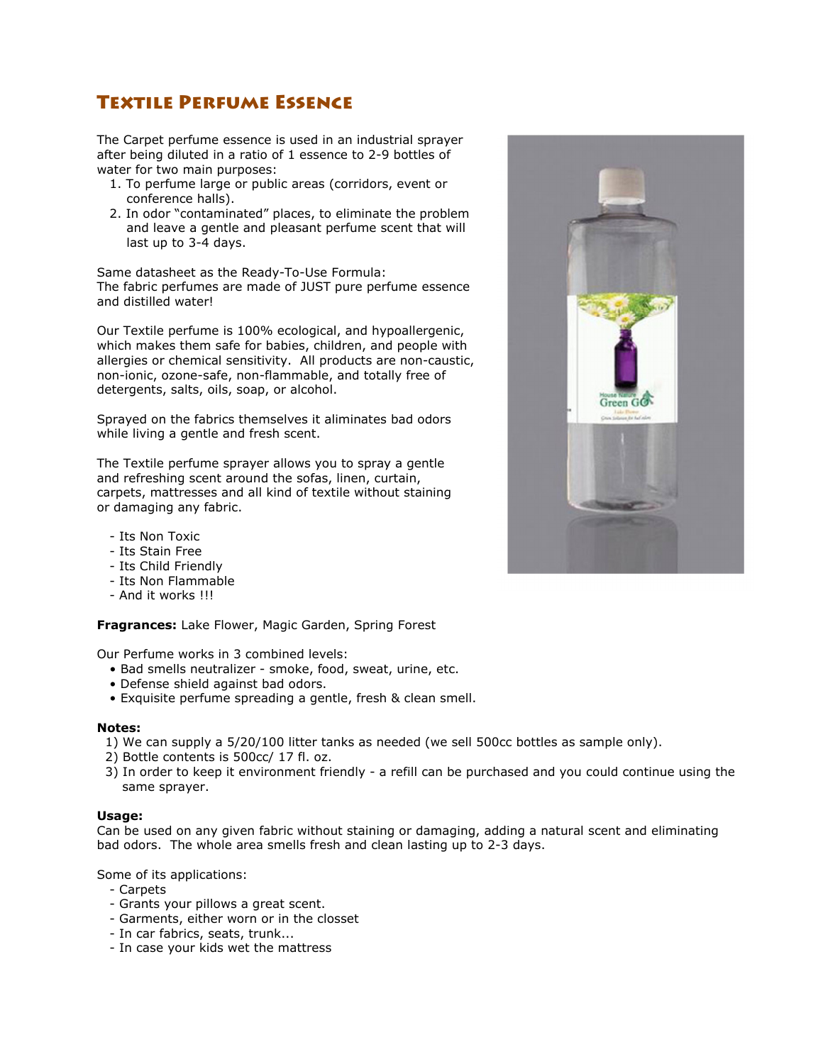# Textile Perfume Essence

The Carpet perfume essence is used in an industrial sprayer after being diluted in a ratio of 1 essence to 2-9 bottles of water for two main purposes:

1. To perfume large or public areas (corridors, event or conference halls).
2. In odor "contaminated" places, to eliminate the problem and leave a gentle and pleasant perfume scent that will last up to 3-4 days.

Same datasheet as the Ready-To-Use Formula:
The fabric perfumes are made of JUST pure perfume essence and distilled water!

Our Textile perfume is 100% ecological, and hypoallergenic, which makes them safe for babies, children, and people with allergies or chemical sensitivity. All products are non-caustic, non-ionic, ozone-safe, non-flammable, and totally free of detergents, salts, oils, soap, or alcohol.

Sprayed on the fabrics themselves it aliminates bad odors while living a gentle and fresh scent.

The Textile perfume sprayer allows you to spray a gentle and refreshing scent around the sofas, linen, curtain, carpets, mattresses and all kind of textile without staining or damaging any fabric.

- Its Non Toxic
- Its Stain Free
- Its Child Friendly
- Its Non Flammable
- And it works !!!

**Fragrances:** Lake Flower, Magic Garden, Spring Forest

Our Perfume works in 3 combined levels:

- Bad smells neutralizer - smoke, food, sweat, urine, etc.
- Defense shield against bad odors.
- Exquisite perfume spreading a gentle, fresh & clean smell.

**Notes:**

1) We can supply a 5/20/100 litter tanks as needed (we sell 500cc bottles as sample only).
2) Bottle contents is 500cc/ 17 fl. oz.
3) In order to keep it environment friendly - a refill can be purchased and you could continue using the same sprayer.

**Usage:**
Can be used on any given fabric without staining or damaging, adding a natural scent and eliminating bad odors. The whole area smells fresh and clean lasting up to 2-3 days.

Some of its applications:

- Carpets
- Grants your pillows a great scent.
- Garments, either worn or in the closet
- In car fabrics, seats, trunk...
- In case your kids wet the mattress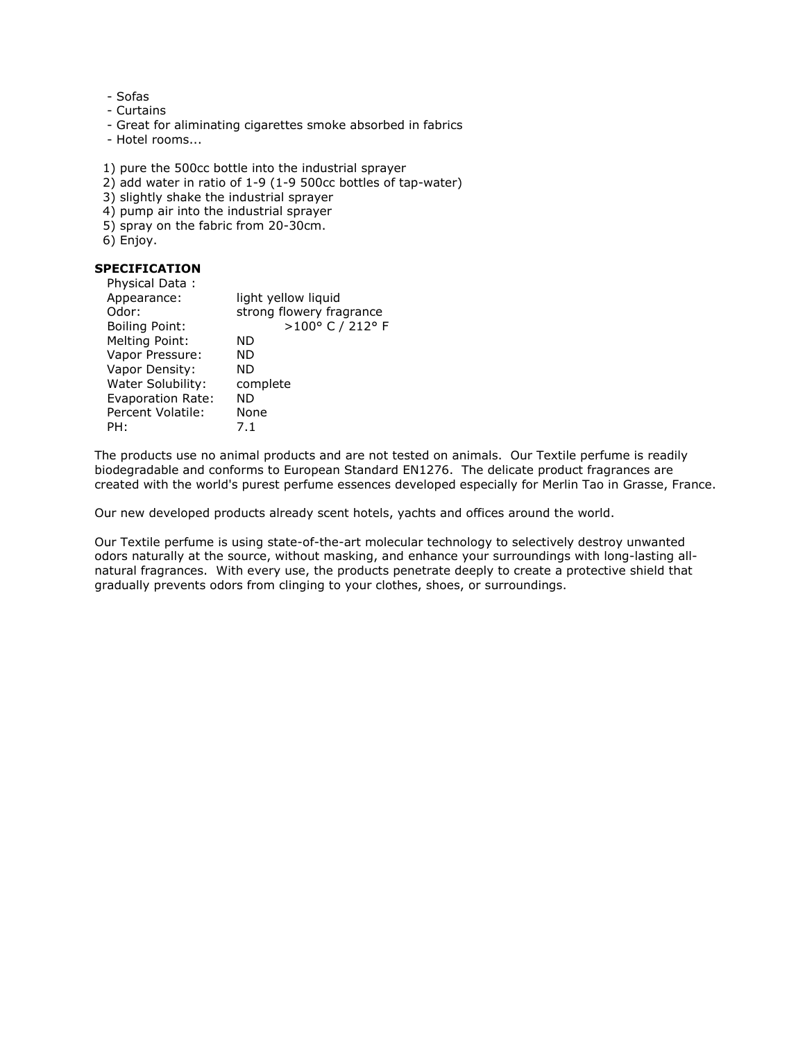- Sofas
- Curtains
- Great for aliminating cigarettes smoke absorbed in fabrics
- Hotel rooms...

1) pure the 500cc bottle into the industrial sprayer
2) add water in ratio of 1-9 (1-9 500cc bottles of tap-water)
3) slightly shake the industrial sprayer
4) pump air into the industrial sprayer
5) spray on the fabric from 20-30cm.
6) Enjoy.

**SPECIFICATION**

Physical Data :

| | |
|---|---|
| Appearance: | light yellow liquid |
| Odor: | strong flowery fragrance |
| Boiling Point: | >100° C / 212° F |
| Melting Point: | ND |
| Vapor Pressure: | ND |
| Vapor Density: | ND |
| Water Solubility: | complete |
| Evaporation Rate: | ND |
| Percent Volatile: | None |
| PH: | 7.1 |

The products use no animal products and are not tested on animals. Our Textile perfume is readily biodegradable and conforms to European Standard EN1276. The delicate product fragrances are created with the world's purest perfume essences developed especially for Merlin Tao in Grasse, France.

Our new developed products already scent hotels, yachts and offices around the world.

Our Textile perfume is using state-of-the-art molecular technology to selectively destroy unwanted odors naturally at the source, without masking, and enhance your surroundings with long-lasting all-natural fragrances. With every use, the products penetrate deeply to create a protective shield that gradually prevents odors from clinging to your clothes, shoes, or surroundings.